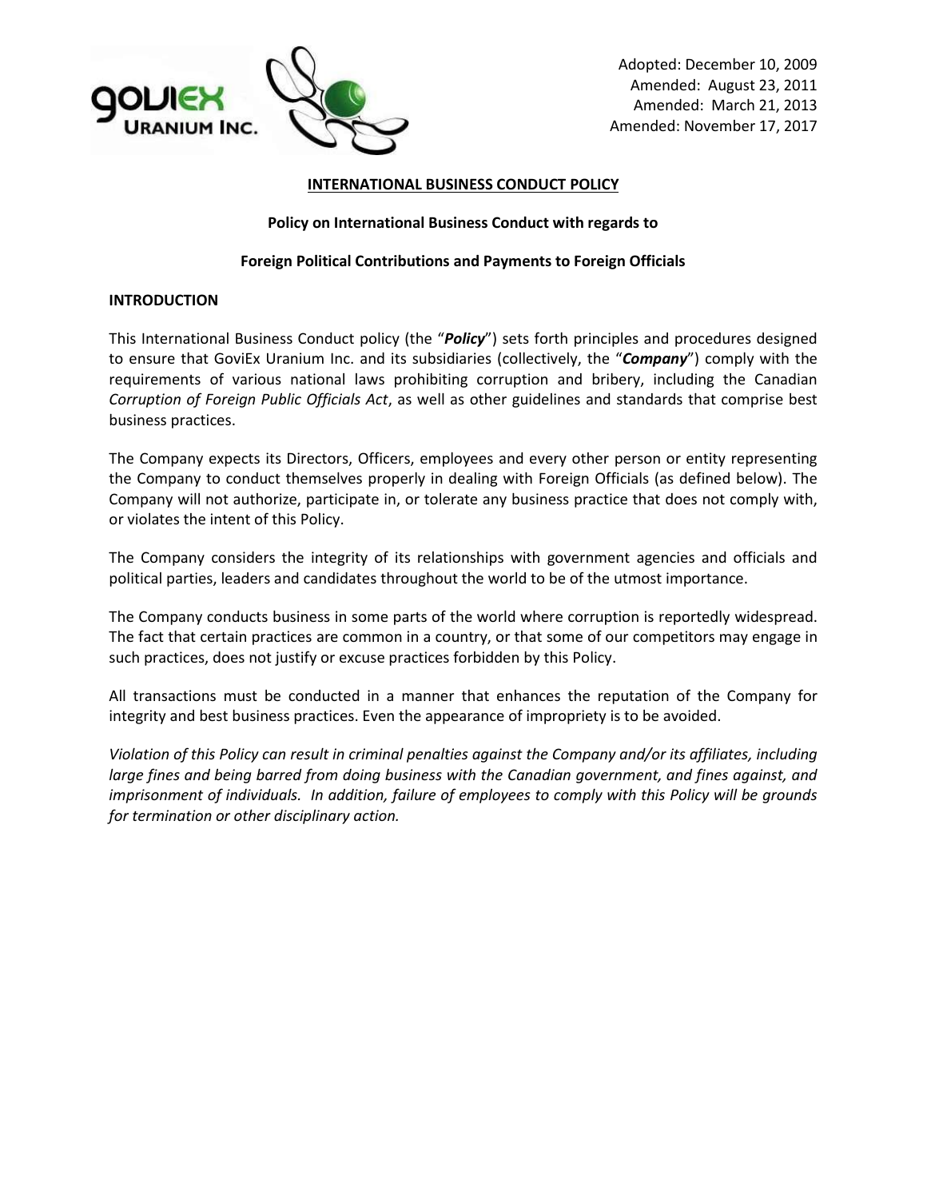Adopted: December 10, 2009
Amended: August 23, 2011
Amended: March 21, 2013
Amended: November 17, 2017

# INTERNATIONAL BUSINESS CONDUCT POLICY

## Policy on International Business Conduct with regards to Foreign Political Contributions and Payments to Foreign Officials

### INTRODUCTION

This International Business Conduct policy (the "***Policy***") sets forth principles and procedures designed to ensure that GoviEx Uranium Inc. and its subsidiaries (collectively, the "***Company***") comply with the requirements of various national laws prohibiting corruption and bribery, including the Canadian *Corruption of Foreign Public Officials Act*, as well as other guidelines and standards that comprise best business practices.

The Company expects its Directors, Officers, employees and every other person or entity representing the Company to conduct themselves properly in dealing with Foreign Officials (as defined below). The Company will not authorize, participate in, or tolerate any business practice that does not comply with, or violates the intent of this Policy.

The Company considers the integrity of its relationships with government agencies and officials and political parties, leaders and candidates throughout the world to be of the utmost importance.

The Company conducts business in some parts of the world where corruption is reportedly widespread. The fact that certain practices are common in a country, or that some of our competitors may engage in such practices, does not justify or excuse practices forbidden by this Policy.

All transactions must be conducted in a manner that enhances the reputation of the Company for integrity and best business practices. Even the appearance of impropriety is to be avoided.

*Violation of this Policy can result in criminal penalties against the Company and/or its affiliates, including large fines and being barred from doing business with the Canadian government, and fines against, and imprisonment of individuals. In addition, failure of employees to comply with this Policy will be grounds for termination or other disciplinary action.*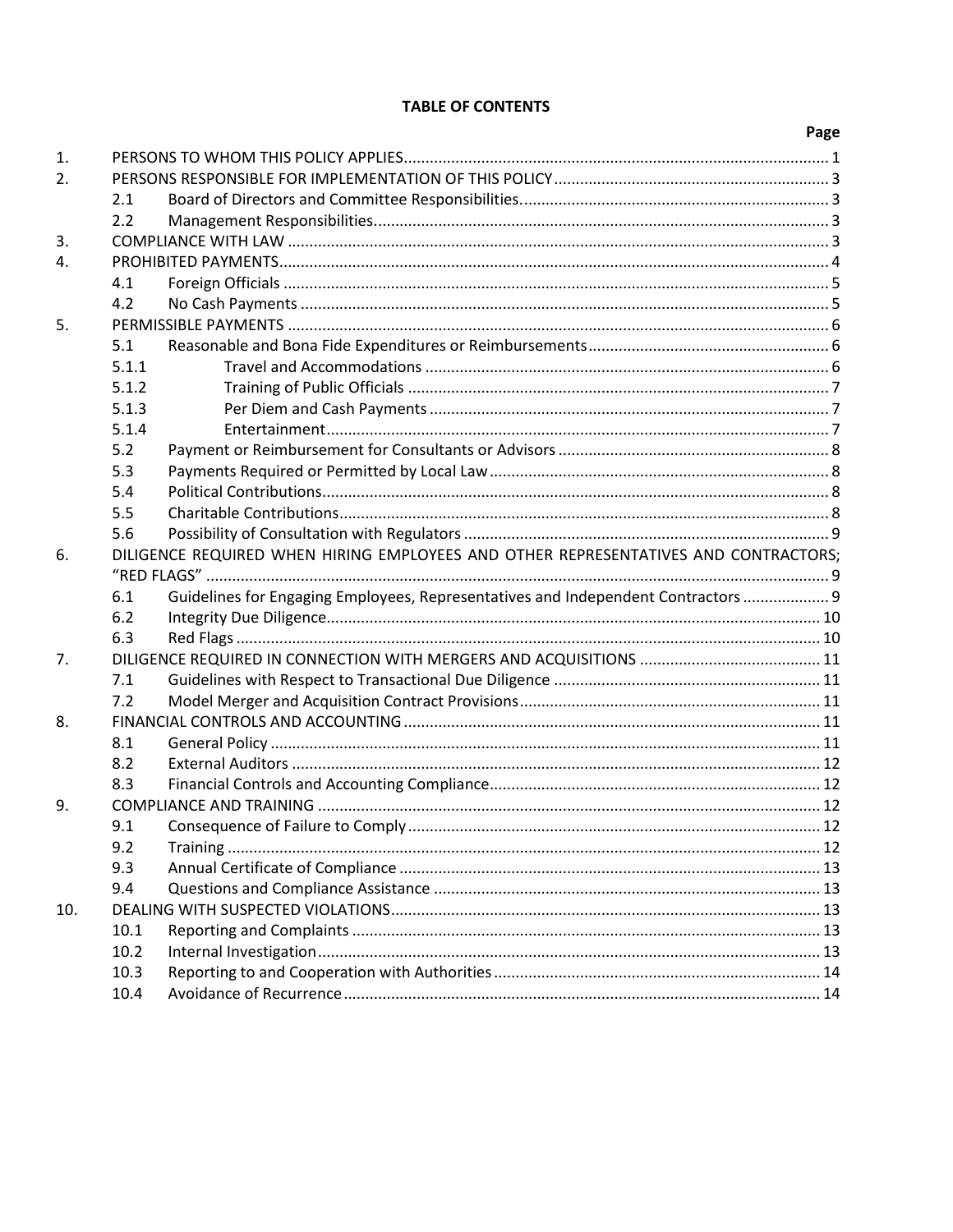**TABLE OF CONTENTS**

| | | | Page |
|---|---|---|---|
| 1. | PERSONS TO WHOM THIS POLICY APPLIES | | 1 |
| 2. | PERSONS RESPONSIBLE FOR IMPLEMENTATION OF THIS POLICY | | 3 |
| | 2.1 | Board of Directors and Committee Responsibilities. | 3 |
| | 2.2 | Management Responsibilities | 3 |
| 3. | COMPLIANCE WITH LAW | | 3 |
| 4. | PROHIBITED PAYMENTS | | 4 |
| | 4.1 | Foreign Officials | 5 |
| | 4.2 | No Cash Payments | 5 |
| 5. | PERMISSIBLE PAYMENTS | | 6 |
| | 5.1 | Reasonable and Bona Fide Expenditures or Reimbursements | 6 |
| | 5.1.1 | Travel and Accommodations | 6 |
| | 5.1.2 | Training of Public Officials | 7 |
| | 5.1.3 | Per Diem and Cash Payments | 7 |
| | 5.1.4 | Entertainment | 7 |
| | 5.2 | Payment or Reimbursement for Consultants or Advisors | 8 |
| | 5.3 | Payments Required or Permitted by Local Law | 8 |
| | 5.4 | Political Contributions | 8 |
| | 5.5 | Charitable Contributions | 8 |
| | 5.6 | Possibility of Consultation with Regulators | 9 |
| 6. | DILIGENCE REQUIRED WHEN HIRING EMPLOYEES AND OTHER REPRESENTATIVES AND CONTRACTORS; "RED FLAGS" | | 9 |
| | 6.1 | Guidelines for Engaging Employees, Representatives and Independent Contractors | 9 |
| | 6.2 | Integrity Due Diligence | 10 |
| | 6.3 | Red Flags | 10 |
| 7. | DILIGENCE REQUIRED IN CONNECTION WITH MERGERS AND ACQUISITIONS | | 11 |
| | 7.1 | Guidelines with Respect to Transactional Due Diligence | 11 |
| | 7.2 | Model Merger and Acquisition Contract Provisions | 11 |
| 8. | FINANCIAL CONTROLS AND ACCOUNTING | | 11 |
| | 8.1 | General Policy | 11 |
| | 8.2 | External Auditors | 12 |
| | 8.3 | Financial Controls and Accounting Compliance | 12 |
| 9. | COMPLIANCE AND TRAINING | | 12 |
| | 9.1 | Consequence of Failure to Comply | 12 |
| | 9.2 | Training | 12 |
| | 9.3 | Annual Certificate of Compliance | 13 |
| | 9.4 | Questions and Compliance Assistance | 13 |
| 10. | DEALING WITH SUSPECTED VIOLATIONS | | 13 |
| | 10.1 | Reporting and Complaints | 13 |
| | 10.2 | Internal Investigation | 13 |
| | 10.3 | Reporting to and Cooperation with Authorities | 14 |
| | 10.4 | Avoidance of Recurrence | 14 |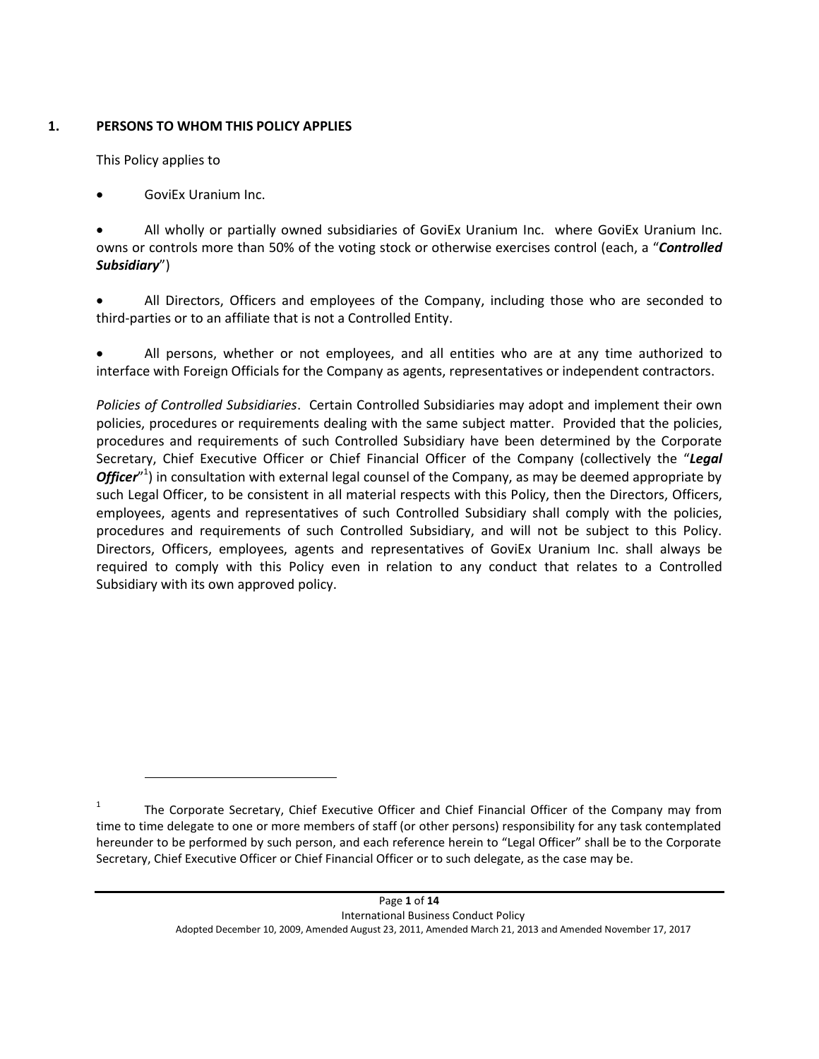## 1. PERSONS TO WHOM THIS POLICY APPLIES

This Policy applies to

- GoviEx Uranium Inc.

- All wholly or partially owned subsidiaries of GoviEx Uranium Inc. where GoviEx Uranium Inc. owns or controls more than 50% of the voting stock or otherwise exercises control (each, a "***Controlled Subsidiary***")

- All Directors, Officers and employees of the Company, including those who are seconded to third-parties or to an affiliate that is not a Controlled Entity.

- All persons, whether or not employees, and all entities who are at any time authorized to interface with Foreign Officials for the Company as agents, representatives or independent contractors.

*Policies of Controlled Subsidiaries*. Certain Controlled Subsidiaries may adopt and implement their own policies, procedures or requirements dealing with the same subject matter. Provided that the policies, procedures and requirements of such Controlled Subsidiary have been determined by the Corporate Secretary, Chief Executive Officer or Chief Financial Officer of the Company (collectively the "***Legal Officer***"[1]) in consultation with external legal counsel of the Company, as may be deemed appropriate by such Legal Officer, to be consistent in all material respects with this Policy, then the Directors, Officers, employees, agents and representatives of such Controlled Subsidiary shall comply with the policies, procedures and requirements of such Controlled Subsidiary, and will not be subject to this Policy. Directors, Officers, employees, agents and representatives of GoviEx Uranium Inc. shall always be required to comply with this Policy even in relation to any conduct that relates to a Controlled Subsidiary with its own approved policy.

---

[1] The Corporate Secretary, Chief Executive Officer and Chief Financial Officer of the Company may from time to time delegate to one or more members of staff (or other persons) responsibility for any task contemplated hereunder to be performed by such person, and each reference herein to "Legal Officer" shall be to the Corporate Secretary, Chief Executive Officer or Chief Financial Officer or to such delegate, as the case may be.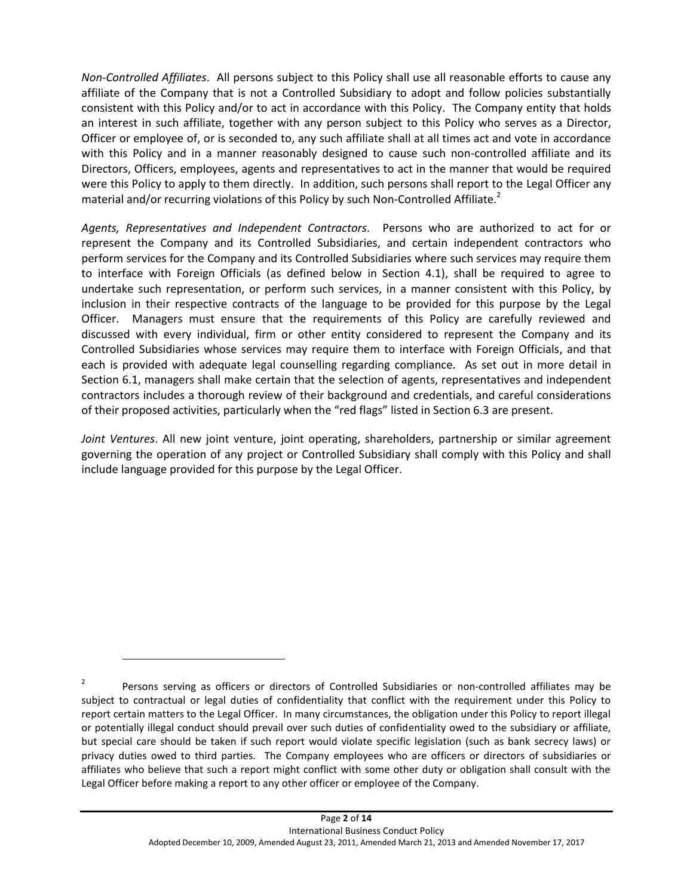*Non-Controlled Affiliates*. All persons subject to this Policy shall use all reasonable efforts to cause any affiliate of the Company that is not a Controlled Subsidiary to adopt and follow policies substantially consistent with this Policy and/or to act in accordance with this Policy. The Company entity that holds an interest in such affiliate, together with any person subject to this Policy who serves as a Director, Officer or employee of, or is seconded to, any such affiliate shall at all times act and vote in accordance with this Policy and in a manner reasonably designed to cause such non-controlled affiliate and its Directors, Officers, employees, agents and representatives to act in the manner that would be required were this Policy to apply to them directly. In addition, such persons shall report to the Legal Officer any material and/or recurring violations of this Policy by such Non-Controlled Affiliate.[2]

*Agents, Representatives and Independent Contractors*. Persons who are authorized to act for or represent the Company and its Controlled Subsidiaries, and certain independent contractors who perform services for the Company and its Controlled Subsidiaries where such services may require them to interface with Foreign Officials (as defined below in Section 4.1), shall be required to agree to undertake such representation, or perform such services, in a manner consistent with this Policy, by inclusion in their respective contracts of the language to be provided for this purpose by the Legal Officer. Managers must ensure that the requirements of this Policy are carefully reviewed and discussed with every individual, firm or other entity considered to represent the Company and its Controlled Subsidiaries whose services may require them to interface with Foreign Officials, and that each is provided with adequate legal counselling regarding compliance. As set out in more detail in Section 6.1, managers shall make certain that the selection of agents, representatives and independent contractors includes a thorough review of their background and credentials, and careful considerations of their proposed activities, particularly when the "red flags" listed in Section 6.3 are present.

*Joint Ventures*. All new joint venture, joint operating, shareholders, partnership or similar agreement governing the operation of any project or Controlled Subsidiary shall comply with this Policy and shall include language provided for this purpose by the Legal Officer.

---

[2] Persons serving as officers or directors of Controlled Subsidiaries or non-controlled affiliates may be subject to contractual or legal duties of confidentiality that conflict with the requirement under this Policy to report certain matters to the Legal Officer. In many circumstances, the obligation under this Policy to report illegal or potentially illegal conduct should prevail over such duties of confidentiality owed to the subsidiary or affiliate, but special care should be taken if such report would violate specific legislation (such as bank secrecy laws) or privacy duties owed to third parties. The Company employees who are officers or directors of subsidiaries or affiliates who believe that such a report might conflict with some other duty or obligation shall consult with the Legal Officer before making a report to any other officer or employee of the Company.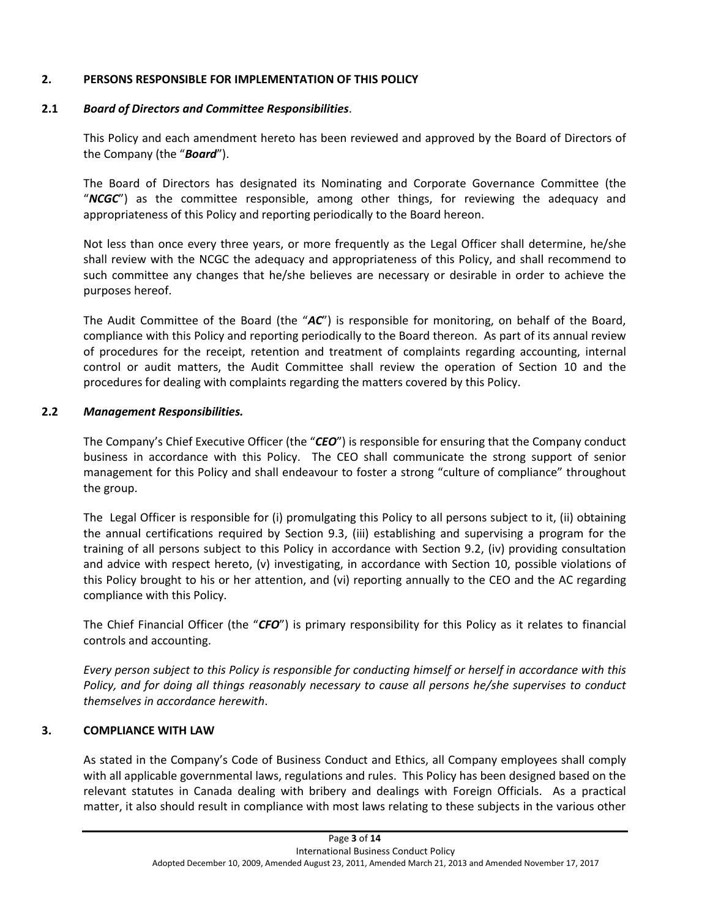## 2. PERSONS RESPONSIBLE FOR IMPLEMENTATION OF THIS POLICY

### 2.1 *Board of Directors and Committee Responsibilities*.

This Policy and each amendment hereto has been reviewed and approved by the Board of Directors of the Company (the "***Board***").

The Board of Directors has designated its Nominating and Corporate Governance Committee (the "***NCGC***") as the committee responsible, among other things, for reviewing the adequacy and appropriateness of this Policy and reporting periodically to the Board hereon.

Not less than once every three years, or more frequently as the Legal Officer shall determine, he/she shall review with the NCGC the adequacy and appropriateness of this Policy, and shall recommend to such committee any changes that he/she believes are necessary or desirable in order to achieve the purposes hereof.

The Audit Committee of the Board (the "***AC***") is responsible for monitoring, on behalf of the Board, compliance with this Policy and reporting periodically to the Board thereon. As part of its annual review of procedures for the receipt, retention and treatment of complaints regarding accounting, internal control or audit matters, the Audit Committee shall review the operation of Section 10 and the procedures for dealing with complaints regarding the matters covered by this Policy.

### 2.2 *Management Responsibilities.*

The Company's Chief Executive Officer (the "***CEO***") is responsible for ensuring that the Company conduct business in accordance with this Policy. The CEO shall communicate the strong support of senior management for this Policy and shall endeavour to foster a strong "culture of compliance" throughout the group.

The Legal Officer is responsible for (i) promulgating this Policy to all persons subject to it, (ii) obtaining the annual certifications required by Section 9.3, (iii) establishing and supervising a program for the training of all persons subject to this Policy in accordance with Section 9.2, (iv) providing consultation and advice with respect hereto, (v) investigating, in accordance with Section 10, possible violations of this Policy brought to his or her attention, and (vi) reporting annually to the CEO and the AC regarding compliance with this Policy.

The Chief Financial Officer (the "***CFO***") is primary responsibility for this Policy as it relates to financial controls and accounting.

*Every person subject to this Policy is responsible for conducting himself or herself in accordance with this Policy, and for doing all things reasonably necessary to cause all persons he/she supervises to conduct themselves in accordance herewith*.

## 3. COMPLIANCE WITH LAW

As stated in the Company's Code of Business Conduct and Ethics, all Company employees shall comply with all applicable governmental laws, regulations and rules. This Policy has been designed based on the relevant statutes in Canada dealing with bribery and dealings with Foreign Officials. As a practical matter, it also should result in compliance with most laws relating to these subjects in the various other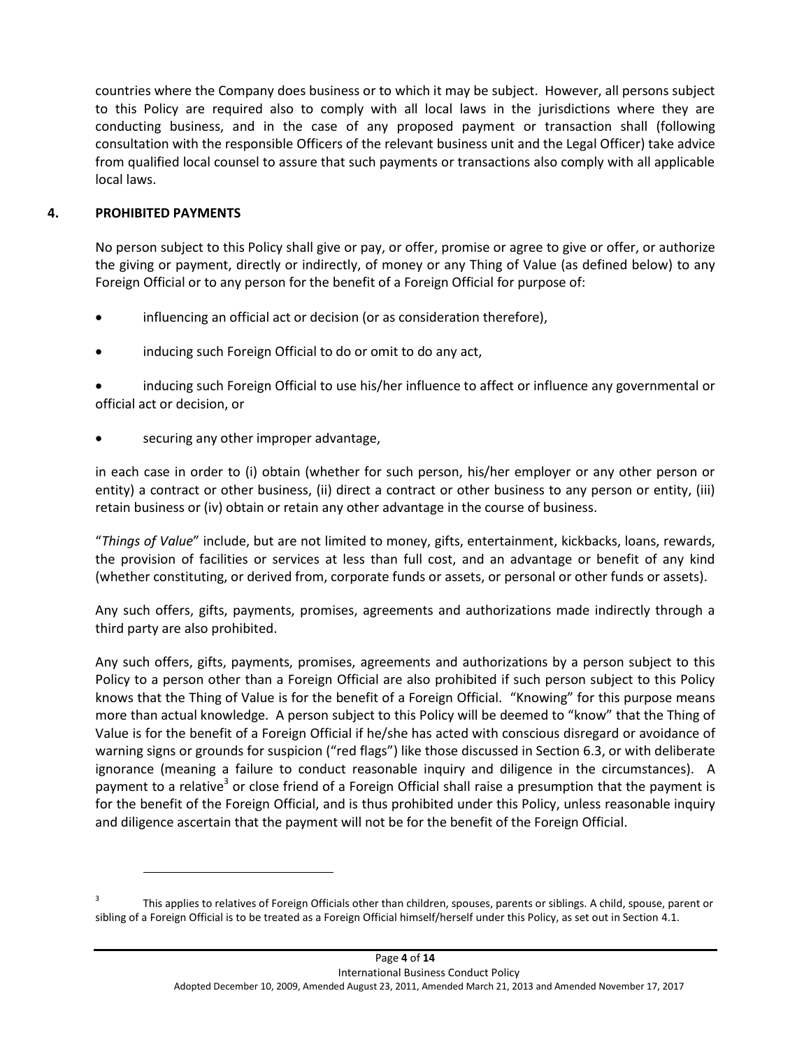countries where the Company does business or to which it may be subject. However, all persons subject to this Policy are required also to comply with all local laws in the jurisdictions where they are conducting business, and in the case of any proposed payment or transaction shall (following consultation with the responsible Officers of the relevant business unit and the Legal Officer) take advice from qualified local counsel to assure that such payments or transactions also comply with all applicable local laws.

## 4. PROHIBITED PAYMENTS

No person subject to this Policy shall give or pay, or offer, promise or agree to give or offer, or authorize the giving or payment, directly or indirectly, of money or any Thing of Value (as defined below) to any Foreign Official or to any person for the benefit of a Foreign Official for purpose of:

- influencing an official act or decision (or as consideration therefore),
- inducing such Foreign Official to do or omit to do any act,
- inducing such Foreign Official to use his/her influence to affect or influence any governmental or official act or decision, or
- securing any other improper advantage,

in each case in order to (i) obtain (whether for such person, his/her employer or any other person or entity) a contract or other business, (ii) direct a contract or other business to any person or entity, (iii) retain business or (iv) obtain or retain any other advantage in the course of business.

"*Things of Value*" include, but are not limited to money, gifts, entertainment, kickbacks, loans, rewards, the provision of facilities or services at less than full cost, and an advantage or benefit of any kind (whether constituting, or derived from, corporate funds or assets, or personal or other funds or assets).

Any such offers, gifts, payments, promises, agreements and authorizations made indirectly through a third party are also prohibited.

Any such offers, gifts, payments, promises, agreements and authorizations by a person subject to this Policy to a person other than a Foreign Official are also prohibited if such person subject to this Policy knows that the Thing of Value is for the benefit of a Foreign Official. "Knowing" for this purpose means more than actual knowledge. A person subject to this Policy will be deemed to "know" that the Thing of Value is for the benefit of a Foreign Official if he/she has acted with conscious disregard or avoidance of warning signs or grounds for suspicion ("red flags") like those discussed in Section 6.3, or with deliberate ignorance (meaning a failure to conduct reasonable inquiry and diligence in the circumstances). A payment to a relative[3] or close friend of a Foreign Official shall raise a presumption that the payment is for the benefit of the Foreign Official, and is thus prohibited under this Policy, unless reasonable inquiry and diligence ascertain that the payment will not be for the benefit of the Foreign Official.

---

[3] This applies to relatives of Foreign Officials other than children, spouses, parents or siblings. A child, spouse, parent or sibling of a Foreign Official is to be treated as a Foreign Official himself/herself under this Policy, as set out in Section 4.1.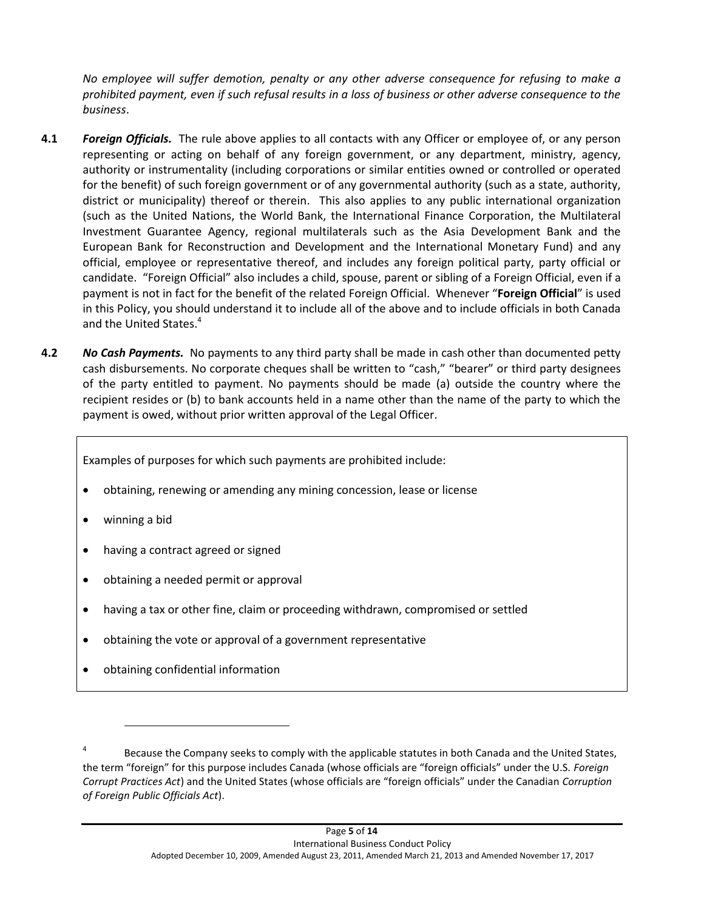*No employee will suffer demotion, penalty or any other adverse consequence for refusing to make a prohibited payment, even if such refusal results in a loss of business or other adverse consequence to the business*.

**4.1** ***Foreign Officials.*** The rule above applies to all contacts with any Officer or employee of, or any person representing or acting on behalf of any foreign government, or any department, ministry, agency, authority or instrumentality (including corporations or similar entities owned or controlled or operated for the benefit) of such foreign government or of any governmental authority (such as a state, authority, district or municipality) thereof or therein. This also applies to any public international organization (such as the United Nations, the World Bank, the International Finance Corporation, the Multilateral Investment Guarantee Agency, regional multilaterals such as the Asia Development Bank and the European Bank for Reconstruction and Development and the International Monetary Fund) and any official, employee or representative thereof, and includes any foreign political party, party official or candidate. "Foreign Official" also includes a child, spouse, parent or sibling of a Foreign Official, even if a payment is not in fact for the benefit of the related Foreign Official. Whenever "**Foreign Official**" is used in this Policy, you should understand it to include all of the above and to include officials in both Canada and the United States.[4]

**4.2** ***No Cash Payments.*** No payments to any third party shall be made in cash other than documented petty cash disbursements. No corporate cheques shall be written to "cash," "bearer" or third party designees of the party entitled to payment. No payments should be made (a) outside the country where the recipient resides or (b) to bank accounts held in a name other than the name of the party to which the payment is owed, without prior written approval of the Legal Officer.

> Examples of purposes for which such payments are prohibited include:
>
> - obtaining, renewing or amending any mining concession, lease or license
> - winning a bid
> - having a contract agreed or signed
> - obtaining a needed permit or approval
> - having a tax or other fine, claim or proceeding withdrawn, compromised or settled
> - obtaining the vote or approval of a government representative
> - obtaining confidential information

---

[4] Because the Company seeks to comply with the applicable statutes in both Canada and the United States, the term "foreign" for this purpose includes Canada (whose officials are "foreign officials" under the U.S. *Foreign Corrupt Practices Act*) and the United States (whose officials are "foreign officials" under the Canadian *Corruption of Foreign Public Officials Act*).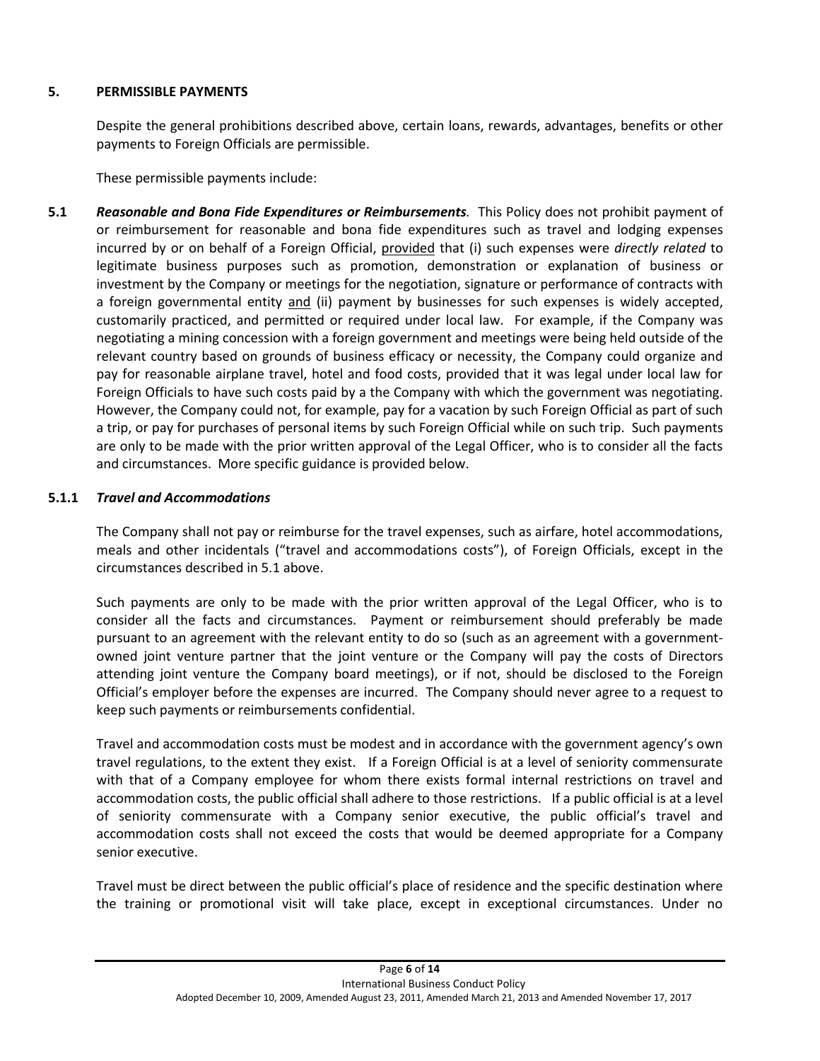## 5. PERMISSIBLE PAYMENTS

Despite the general prohibitions described above, certain loans, rewards, advantages, benefits or other payments to Foreign Officials are permissible.

These permissible payments include:

**5.1** ***Reasonable and Bona Fide Expenditures or Reimbursements.*** This Policy does not prohibit payment of or reimbursement for reasonable and bona fide expenditures such as travel and lodging expenses incurred by or on behalf of a Foreign Official, provided that (i) such expenses were *directly related* to legitimate business purposes such as promotion, demonstration or explanation of business or investment by the Company or meetings for the negotiation, signature or performance of contracts with a foreign governmental entity and (ii) payment by businesses for such expenses is widely accepted, customarily practiced, and permitted or required under local law. For example, if the Company was negotiating a mining concession with a foreign government and meetings were being held outside of the relevant country based on grounds of business efficacy or necessity, the Company could organize and pay for reasonable airplane travel, hotel and food costs, provided that it was legal under local law for Foreign Officials to have such costs paid by a the Company with which the government was negotiating. However, the Company could not, for example, pay for a vacation by such Foreign Official as part of such a trip, or pay for purchases of personal items by such Foreign Official while on such trip. Such payments are only to be made with the prior written approval of the Legal Officer, who is to consider all the facts and circumstances. More specific guidance is provided below.

### 5.1.1 *Travel and Accommodations*

The Company shall not pay or reimburse for the travel expenses, such as airfare, hotel accommodations, meals and other incidentals ("travel and accommodations costs"), of Foreign Officials, except in the circumstances described in 5.1 above.

Such payments are only to be made with the prior written approval of the Legal Officer, who is to consider all the facts and circumstances. Payment or reimbursement should preferably be made pursuant to an agreement with the relevant entity to do so (such as an agreement with a government-owned joint venture partner that the joint venture or the Company will pay the costs of Directors attending joint venture the Company board meetings), or if not, should be disclosed to the Foreign Official's employer before the expenses are incurred. The Company should never agree to a request to keep such payments or reimbursements confidential.

Travel and accommodation costs must be modest and in accordance with the government agency's own travel regulations, to the extent they exist. If a Foreign Official is at a level of seniority commensurate with that of a Company employee for whom there exists formal internal restrictions on travel and accommodation costs, the public official shall adhere to those restrictions. If a public official is at a level of seniority commensurate with a Company senior executive, the public official's travel and accommodation costs shall not exceed the costs that would be deemed appropriate for a Company senior executive.

Travel must be direct between the public official's place of residence and the specific destination where the training or promotional visit will take place, except in exceptional circumstances. Under no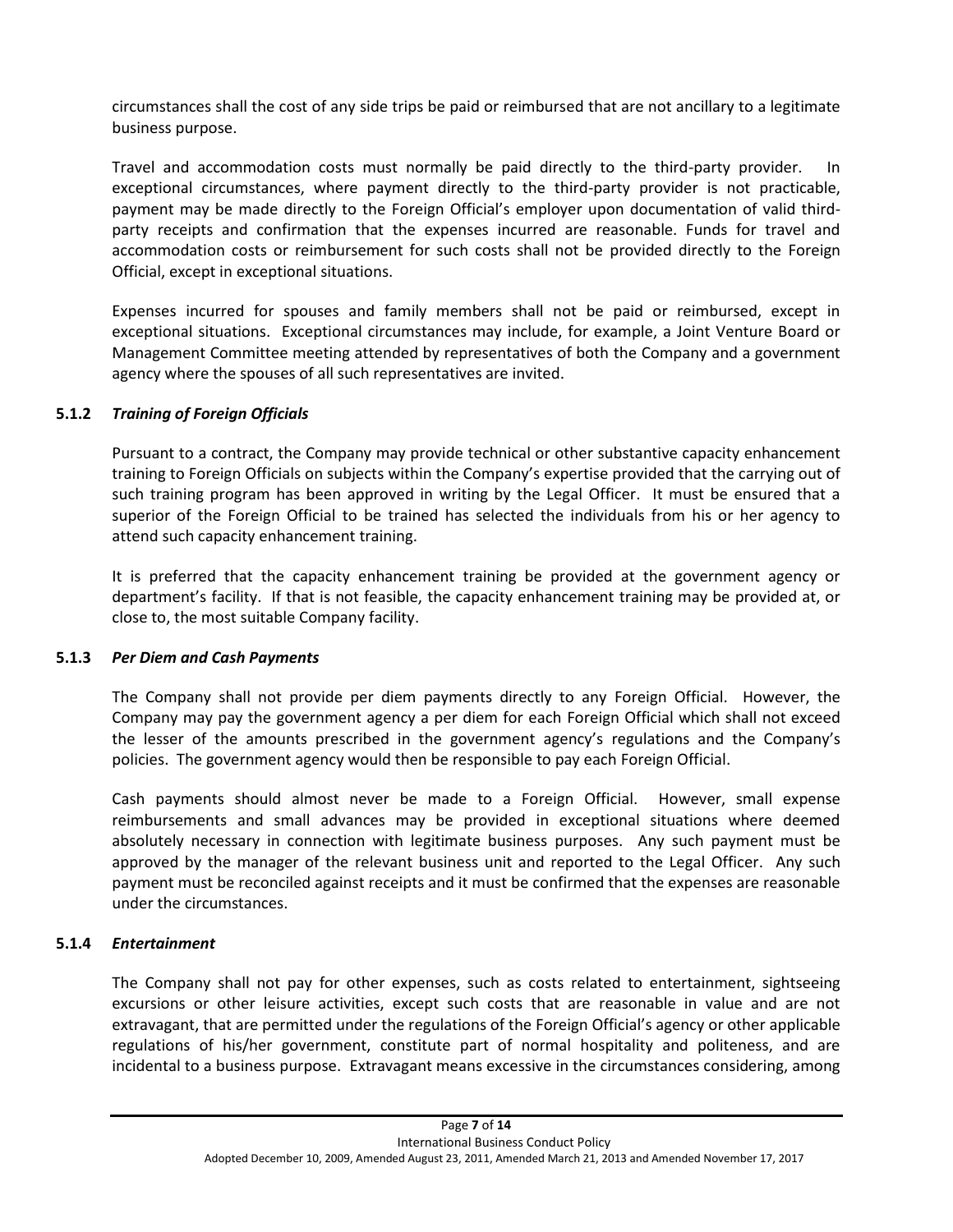circumstances shall the cost of any side trips be paid or reimbursed that are not ancillary to a legitimate business purpose.

Travel and accommodation costs must normally be paid directly to the third-party provider. In exceptional circumstances, where payment directly to the third-party provider is not practicable, payment may be made directly to the Foreign Official's employer upon documentation of valid third-party receipts and confirmation that the expenses incurred are reasonable. Funds for travel and accommodation costs or reimbursement for such costs shall not be provided directly to the Foreign Official, except in exceptional situations.

Expenses incurred for spouses and family members shall not be paid or reimbursed, except in exceptional situations. Exceptional circumstances may include, for example, a Joint Venture Board or Management Committee meeting attended by representatives of both the Company and a government agency where the spouses of all such representatives are invited.

#### 5.1.2 *Training of Foreign Officials*

Pursuant to a contract, the Company may provide technical or other substantive capacity enhancement training to Foreign Officials on subjects within the Company's expertise provided that the carrying out of such training program has been approved in writing by the Legal Officer. It must be ensured that a superior of the Foreign Official to be trained has selected the individuals from his or her agency to attend such capacity enhancement training.

It is preferred that the capacity enhancement training be provided at the government agency or department's facility. If that is not feasible, the capacity enhancement training may be provided at, or close to, the most suitable Company facility.

#### 5.1.3 *Per Diem and Cash Payments*

The Company shall not provide per diem payments directly to any Foreign Official. However, the Company may pay the government agency a per diem for each Foreign Official which shall not exceed the lesser of the amounts prescribed in the government agency's regulations and the Company's policies. The government agency would then be responsible to pay each Foreign Official.

Cash payments should almost never be made to a Foreign Official. However, small expense reimbursements and small advances may be provided in exceptional situations where deemed absolutely necessary in connection with legitimate business purposes. Any such payment must be approved by the manager of the relevant business unit and reported to the Legal Officer. Any such payment must be reconciled against receipts and it must be confirmed that the expenses are reasonable under the circumstances.

#### 5.1.4 *Entertainment*

The Company shall not pay for other expenses, such as costs related to entertainment, sightseeing excursions or other leisure activities, except such costs that are reasonable in value and are not extravagant, that are permitted under the regulations of the Foreign Official's agency or other applicable regulations of his/her government, constitute part of normal hospitality and politeness, and are incidental to a business purpose. Extravagant means excessive in the circumstances considering, among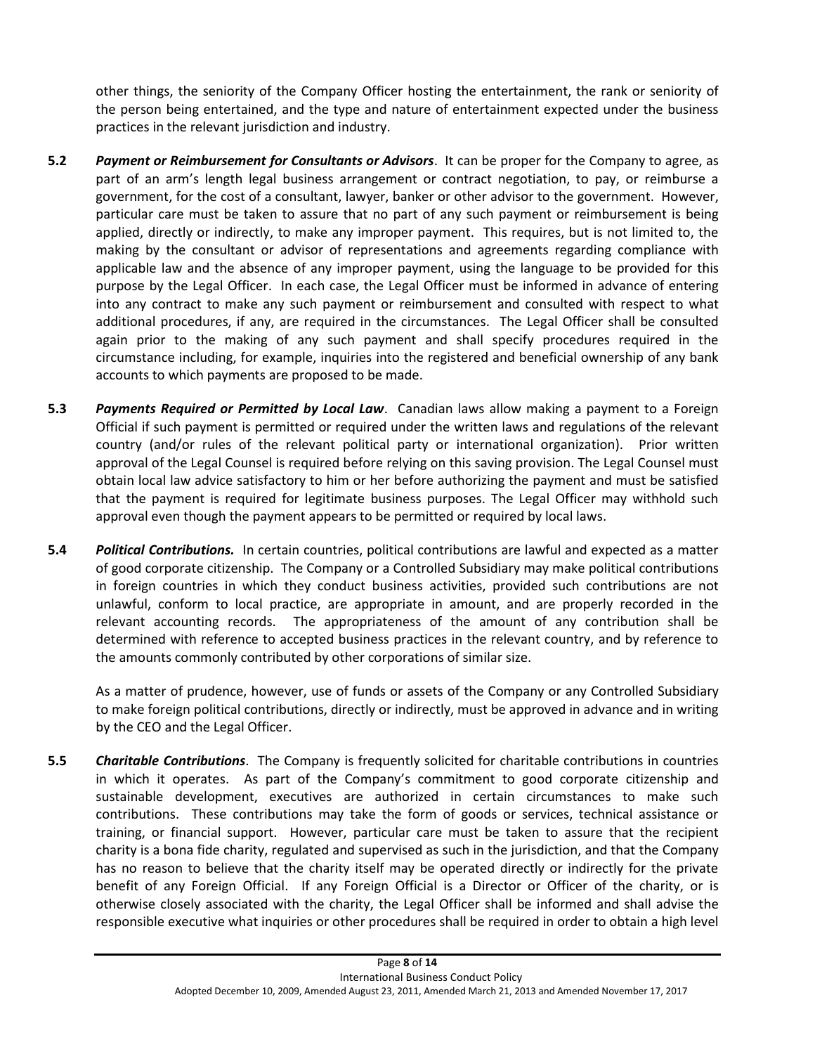other things, the seniority of the Company Officer hosting the entertainment, the rank or seniority of the person being entertained, and the type and nature of entertainment expected under the business practices in the relevant jurisdiction and industry.

**5.2** ***Payment or Reimbursement for Consultants or Advisors***. It can be proper for the Company to agree, as part of an arm's length legal business arrangement or contract negotiation, to pay, or reimburse a government, for the cost of a consultant, lawyer, banker or other advisor to the government. However, particular care must be taken to assure that no part of any such payment or reimbursement is being applied, directly or indirectly, to make any improper payment. This requires, but is not limited to, the making by the consultant or advisor of representations and agreements regarding compliance with applicable law and the absence of any improper payment, using the language to be provided for this purpose by the Legal Officer. In each case, the Legal Officer must be informed in advance of entering into any contract to make any such payment or reimbursement and consulted with respect to what additional procedures, if any, are required in the circumstances. The Legal Officer shall be consulted again prior to the making of any such payment and shall specify procedures required in the circumstance including, for example, inquiries into the registered and beneficial ownership of any bank accounts to which payments are proposed to be made.

**5.3** ***Payments Required or Permitted by Local Law***. Canadian laws allow making a payment to a Foreign Official if such payment is permitted or required under the written laws and regulations of the relevant country (and/or rules of the relevant political party or international organization). Prior written approval of the Legal Counsel is required before relying on this saving provision. The Legal Counsel must obtain local law advice satisfactory to him or her before authorizing the payment and must be satisfied that the payment is required for legitimate business purposes. The Legal Officer may withhold such approval even though the payment appears to be permitted or required by local laws.

**5.4** ***Political Contributions.*** In certain countries, political contributions are lawful and expected as a matter of good corporate citizenship. The Company or a Controlled Subsidiary may make political contributions in foreign countries in which they conduct business activities, provided such contributions are not unlawful, conform to local practice, are appropriate in amount, and are properly recorded in the relevant accounting records. The appropriateness of the amount of any contribution shall be determined with reference to accepted business practices in the relevant country, and by reference to the amounts commonly contributed by other corporations of similar size.

As a matter of prudence, however, use of funds or assets of the Company or any Controlled Subsidiary to make foreign political contributions, directly or indirectly, must be approved in advance and in writing by the CEO and the Legal Officer.

**5.5** ***Charitable Contributions***. The Company is frequently solicited for charitable contributions in countries in which it operates. As part of the Company's commitment to good corporate citizenship and sustainable development, executives are authorized in certain circumstances to make such contributions. These contributions may take the form of goods or services, technical assistance or training, or financial support. However, particular care must be taken to assure that the recipient charity is a bona fide charity, regulated and supervised as such in the jurisdiction, and that the Company has no reason to believe that the charity itself may be operated directly or indirectly for the private benefit of any Foreign Official. If any Foreign Official is a Director or Officer of the charity, or is otherwise closely associated with the charity, the Legal Officer shall be informed and shall advise the responsible executive what inquiries or other procedures shall be required in order to obtain a high level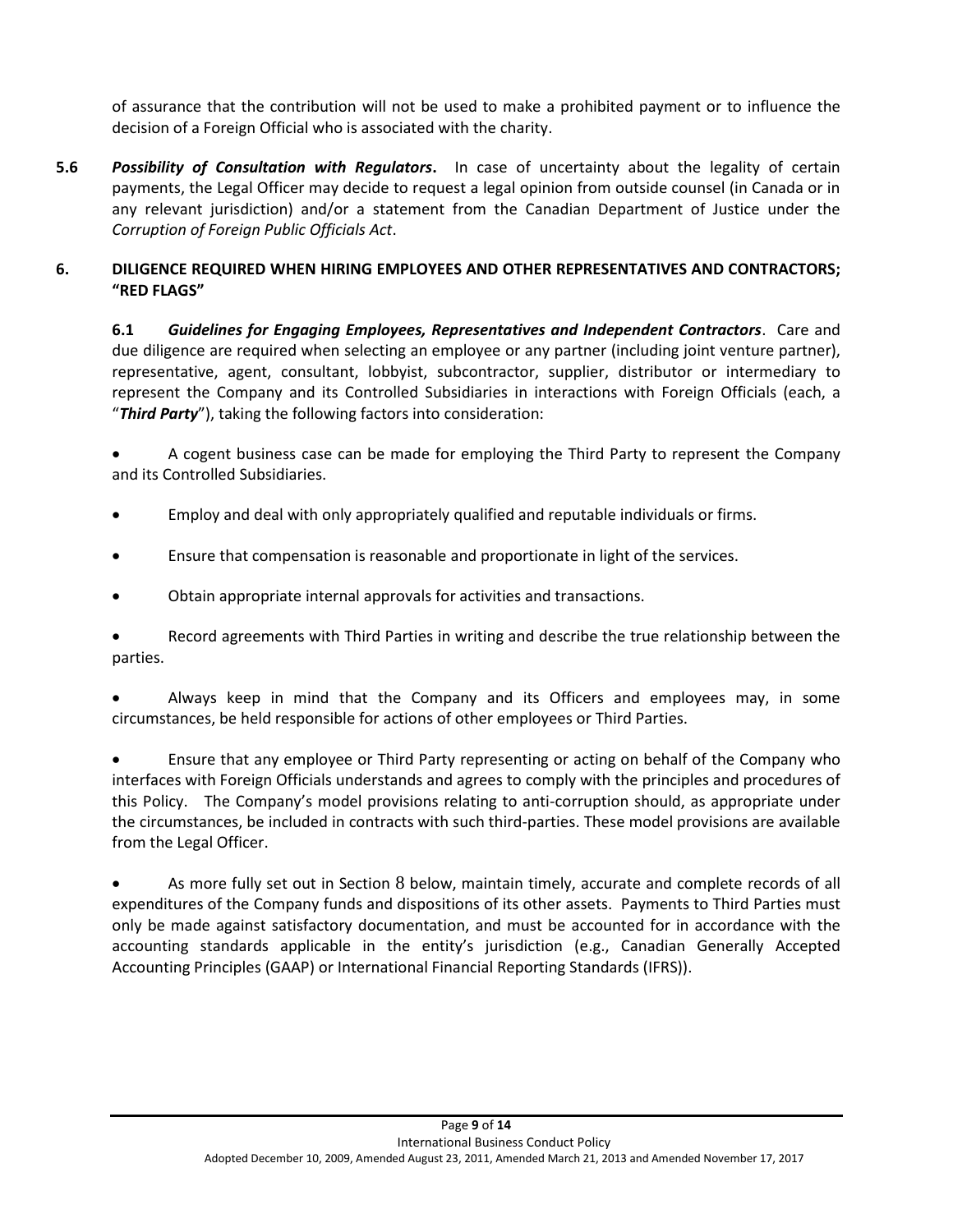of assurance that the contribution will not be used to make a prohibited payment or to influence the decision of a Foreign Official who is associated with the charity.

**5.6** ***Possibility of Consultation with Regulators*****.** In case of uncertainty about the legality of certain payments, the Legal Officer may decide to request a legal opinion from outside counsel (in Canada or in any relevant jurisdiction) and/or a statement from the Canadian Department of Justice under the *Corruption of Foreign Public Officials Act*.

## 6. DILIGENCE REQUIRED WHEN HIRING EMPLOYEES AND OTHER REPRESENTATIVES AND CONTRACTORS; "RED FLAGS"

**6.1** ***Guidelines for Engaging Employees, Representatives and Independent Contractors***. Care and due diligence are required when selecting an employee or any partner (including joint venture partner), representative, agent, consultant, lobbyist, subcontractor, supplier, distributor or intermediary to represent the Company and its Controlled Subsidiaries in interactions with Foreign Officials (each, a "***Third Party***"), taking the following factors into consideration:

- A cogent business case can be made for employing the Third Party to represent the Company and its Controlled Subsidiaries.
- Employ and deal with only appropriately qualified and reputable individuals or firms.
- Ensure that compensation is reasonable and proportionate in light of the services.
- Obtain appropriate internal approvals for activities and transactions.
- Record agreements with Third Parties in writing and describe the true relationship between the parties.
- Always keep in mind that the Company and its Officers and employees may, in some circumstances, be held responsible for actions of other employees or Third Parties.
- Ensure that any employee or Third Party representing or acting on behalf of the Company who interfaces with Foreign Officials understands and agrees to comply with the principles and procedures of this Policy. The Company's model provisions relating to anti-corruption should, as appropriate under the circumstances, be included in contracts with such third-parties. These model provisions are available from the Legal Officer.
- As more fully set out in Section 8 below, maintain timely, accurate and complete records of all expenditures of the Company funds and dispositions of its other assets. Payments to Third Parties must only be made against satisfactory documentation, and must be accounted for in accordance with the accounting standards applicable in the entity's jurisdiction (e.g., Canadian Generally Accepted Accounting Principles (GAAP) or International Financial Reporting Standards (IFRS)).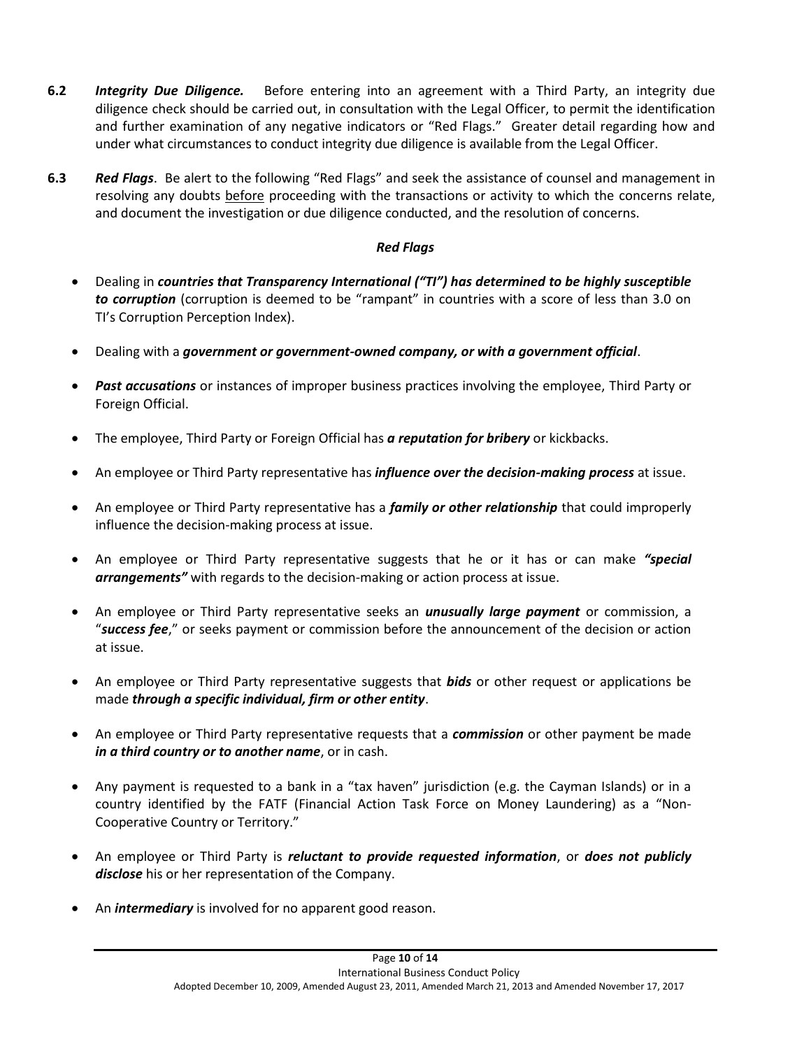**6.2** ***Integrity Due Diligence.*** Before entering into an agreement with a Third Party, an integrity due diligence check should be carried out, in consultation with the Legal Officer, to permit the identification and further examination of any negative indicators or "Red Flags." Greater detail regarding how and under what circumstances to conduct integrity due diligence is available from the Legal Officer.

**6.3** ***Red Flags***. Be alert to the following "Red Flags" and seek the assistance of counsel and management in resolving any doubts before proceeding with the transactions or activity to which the concerns relate, and document the investigation or due diligence conducted, and the resolution of concerns.

***Red Flags***

- Dealing in ***countries that Transparency International ("TI") has determined to be highly susceptible to corruption*** (corruption is deemed to be "rampant" in countries with a score of less than 3.0 on TI's Corruption Perception Index).
- Dealing with a ***government or government-owned company, or with a government official***.
- ***Past accusations*** or instances of improper business practices involving the employee, Third Party or Foreign Official.
- The employee, Third Party or Foreign Official has ***a reputation for bribery*** or kickbacks.
- An employee or Third Party representative has ***influence over the decision-making process*** at issue.
- An employee or Third Party representative has a ***family or other relationship*** that could improperly influence the decision-making process at issue.
- An employee or Third Party representative suggests that he or it has or can make ***"special arrangements"*** with regards to the decision-making or action process at issue.
- An employee or Third Party representative seeks an ***unusually large payment*** or commission, a "***success fee***," or seeks payment or commission before the announcement of the decision or action at issue.
- An employee or Third Party representative suggests that ***bids*** or other request or applications be made ***through a specific individual, firm or other entity***.
- An employee or Third Party representative requests that a ***commission*** or other payment be made ***in a third country or to another name***, or in cash.
- Any payment is requested to a bank in a "tax haven" jurisdiction (e.g. the Cayman Islands) or in a country identified by the FATF (Financial Action Task Force on Money Laundering) as a "Non-Cooperative Country or Territory."
- An employee or Third Party is ***reluctant to provide requested information***, or ***does not publicly disclose*** his or her representation of the Company.
- An ***intermediary*** is involved for no apparent good reason.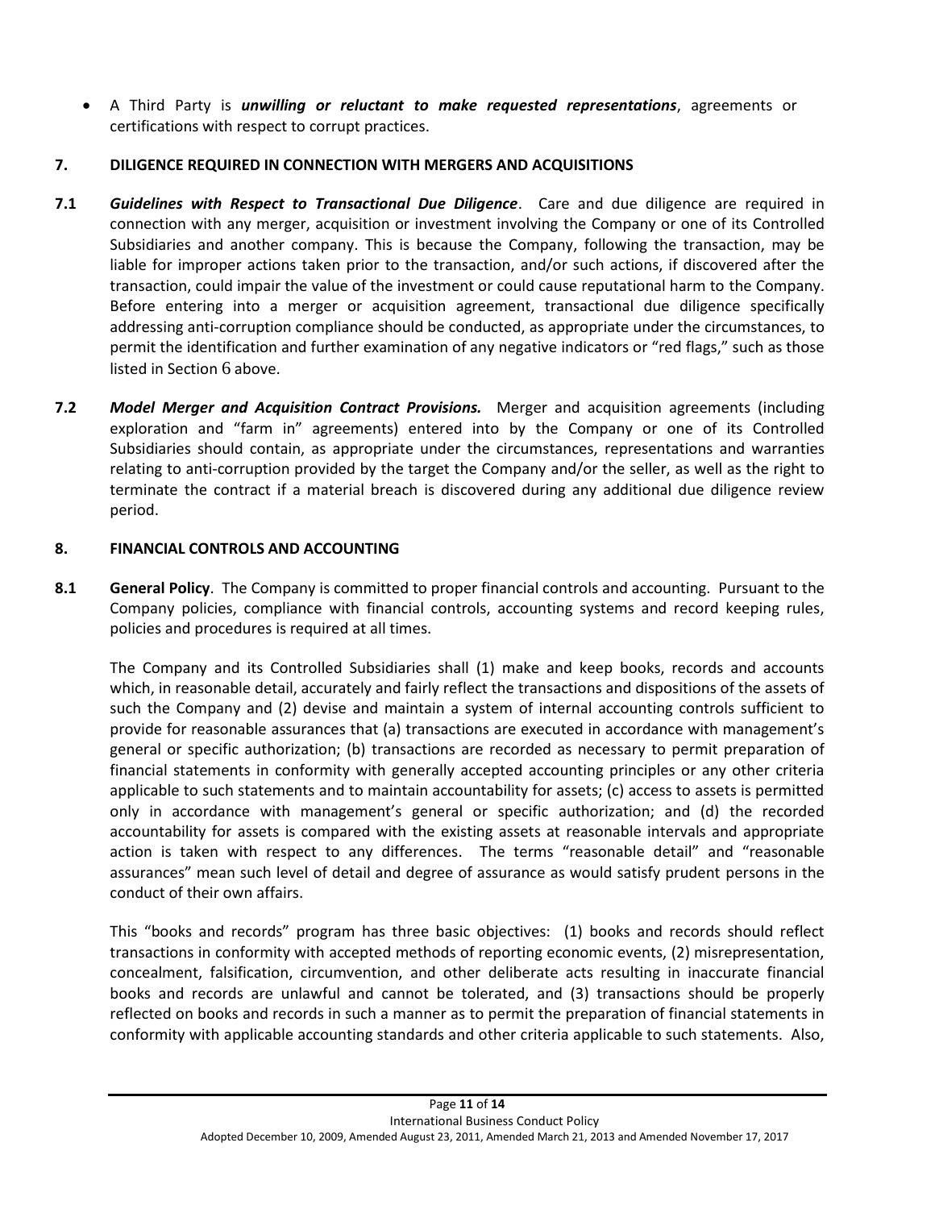- A Third Party is ***unwilling or reluctant to make requested representations***, agreements or certifications with respect to corrupt practices.

## 7. DILIGENCE REQUIRED IN CONNECTION WITH MERGERS AND ACQUISITIONS

**7.1** ***Guidelines with Respect to Transactional Due Diligence***. Care and due diligence are required in connection with any merger, acquisition or investment involving the Company or one of its Controlled Subsidiaries and another company. This is because the Company, following the transaction, may be liable for improper actions taken prior to the transaction, and/or such actions, if discovered after the transaction, could impair the value of the investment or could cause reputational harm to the Company. Before entering into a merger or acquisition agreement, transactional due diligence specifically addressing anti-corruption compliance should be conducted, as appropriate under the circumstances, to permit the identification and further examination of any negative indicators or "red flags," such as those listed in Section 6 above.

**7.2** ***Model Merger and Acquisition Contract Provisions.*** Merger and acquisition agreements (including exploration and "farm in" agreements) entered into by the Company or one of its Controlled Subsidiaries should contain, as appropriate under the circumstances, representations and warranties relating to anti-corruption provided by the target the Company and/or the seller, as well as the right to terminate the contract if a material breach is discovered during any additional due diligence review period.

## 8. FINANCIAL CONTROLS AND ACCOUNTING

**8.1** **General Policy**. The Company is committed to proper financial controls and accounting. Pursuant to the Company policies, compliance with financial controls, accounting systems and record keeping rules, policies and procedures is required at all times.

The Company and its Controlled Subsidiaries shall (1) make and keep books, records and accounts which, in reasonable detail, accurately and fairly reflect the transactions and dispositions of the assets of such the Company and (2) devise and maintain a system of internal accounting controls sufficient to provide for reasonable assurances that (a) transactions are executed in accordance with management's general or specific authorization; (b) transactions are recorded as necessary to permit preparation of financial statements in conformity with generally accepted accounting principles or any other criteria applicable to such statements and to maintain accountability for assets; (c) access to assets is permitted only in accordance with management's general or specific authorization; and (d) the recorded accountability for assets is compared with the existing assets at reasonable intervals and appropriate action is taken with respect to any differences. The terms "reasonable detail" and "reasonable assurances" mean such level of detail and degree of assurance as would satisfy prudent persons in the conduct of their own affairs.

This "books and records" program has three basic objectives: (1) books and records should reflect transactions in conformity with accepted methods of reporting economic events, (2) misrepresentation, concealment, falsification, circumvention, and other deliberate acts resulting in inaccurate financial books and records are unlawful and cannot be tolerated, and (3) transactions should be properly reflected on books and records in such a manner as to permit the preparation of financial statements in conformity with applicable accounting standards and other criteria applicable to such statements. Also,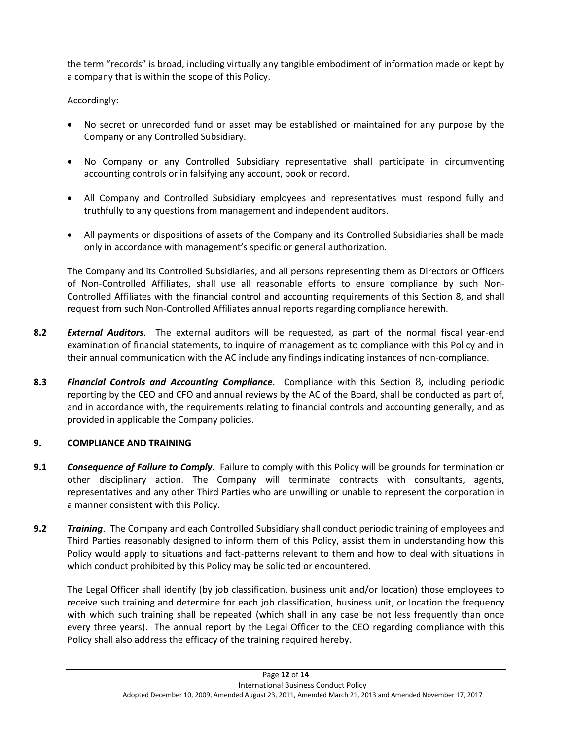the term "records" is broad, including virtually any tangible embodiment of information made or kept by a company that is within the scope of this Policy.

Accordingly:

- No secret or unrecorded fund or asset may be established or maintained for any purpose by the Company or any Controlled Subsidiary.
- No Company or any Controlled Subsidiary representative shall participate in circumventing accounting controls or in falsifying any account, book or record.
- All Company and Controlled Subsidiary employees and representatives must respond fully and truthfully to any questions from management and independent auditors.
- All payments or dispositions of assets of the Company and its Controlled Subsidiaries shall be made only in accordance with management's specific or general authorization.

The Company and its Controlled Subsidiaries, and all persons representing them as Directors or Officers of Non-Controlled Affiliates, shall use all reasonable efforts to ensure compliance by such Non-Controlled Affiliates with the financial control and accounting requirements of this Section 8, and shall request from such Non-Controlled Affiliates annual reports regarding compliance herewith.

**8.2** ***External Auditors***. The external auditors will be requested, as part of the normal fiscal year-end examination of financial statements, to inquire of management as to compliance with this Policy and in their annual communication with the AC include any findings indicating instances of non-compliance.

**8.3** ***Financial Controls and Accounting Compliance***. Compliance with this Section 8, including periodic reporting by the CEO and CFO and annual reviews by the AC of the Board, shall be conducted as part of, and in accordance with, the requirements relating to financial controls and accounting generally, and as provided in applicable the Company policies.

**9. COMPLIANCE AND TRAINING**

**9.1** ***Consequence of Failure to Comply***. Failure to comply with this Policy will be grounds for termination or other disciplinary action. The Company will terminate contracts with consultants, agents, representatives and any other Third Parties who are unwilling or unable to represent the corporation in a manner consistent with this Policy.

**9.2** ***Training***. The Company and each Controlled Subsidiary shall conduct periodic training of employees and Third Parties reasonably designed to inform them of this Policy, assist them in understanding how this Policy would apply to situations and fact-patterns relevant to them and how to deal with situations in which conduct prohibited by this Policy may be solicited or encountered.

The Legal Officer shall identify (by job classification, business unit and/or location) those employees to receive such training and determine for each job classification, business unit, or location the frequency with which such training shall be repeated (which shall in any case be not less frequently than once every three years). The annual report by the Legal Officer to the CEO regarding compliance with this Policy shall also address the efficacy of the training required hereby.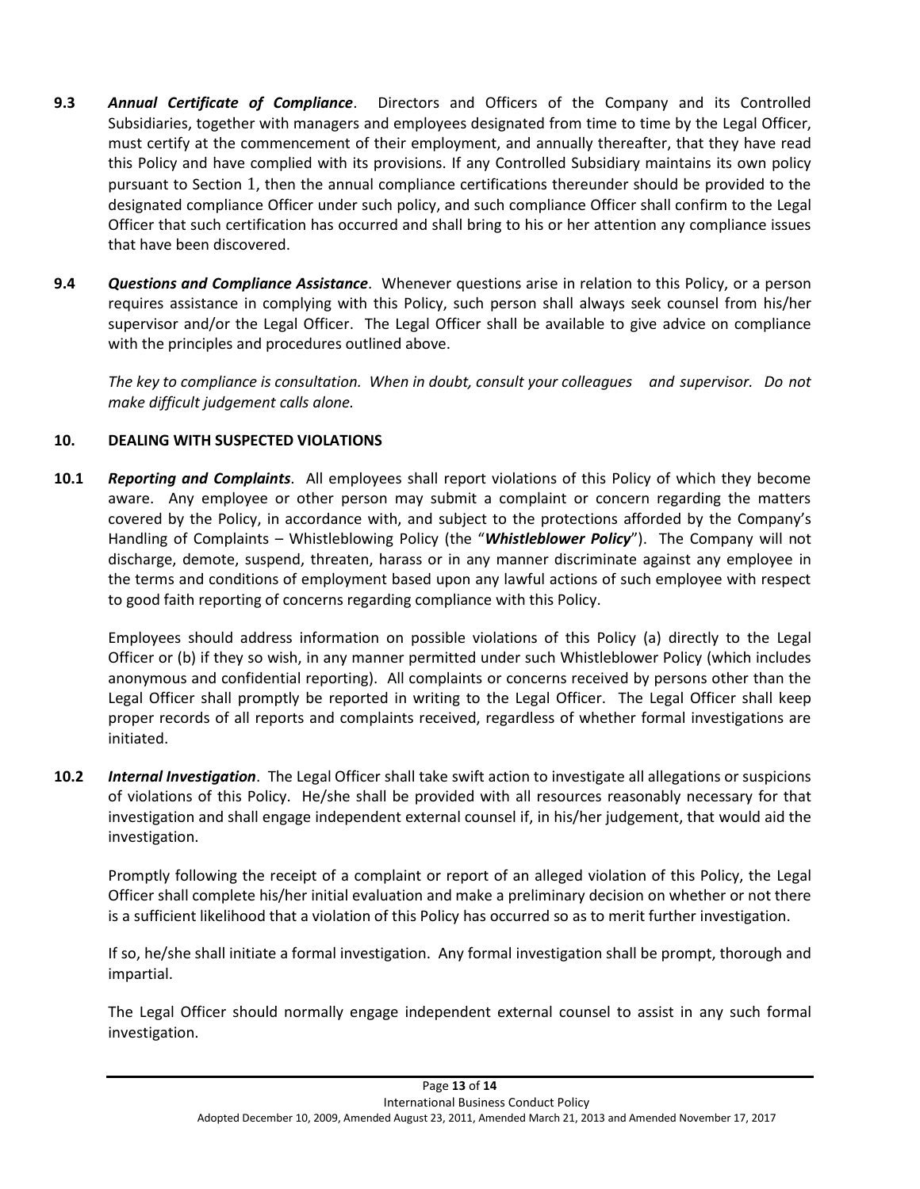**9.3** ***Annual Certificate of Compliance***. Directors and Officers of the Company and its Controlled Subsidiaries, together with managers and employees designated from time to time by the Legal Officer, must certify at the commencement of their employment, and annually thereafter, that they have read this Policy and have complied with its provisions. If any Controlled Subsidiary maintains its own policy pursuant to Section 1, then the annual compliance certifications thereunder should be provided to the designated compliance Officer under such policy, and such compliance Officer shall confirm to the Legal Officer that such certification has occurred and shall bring to his or her attention any compliance issues that have been discovered.

**9.4** ***Questions and Compliance Assistance***. Whenever questions arise in relation to this Policy, or a person requires assistance in complying with this Policy, such person shall always seek counsel from his/her supervisor and/or the Legal Officer. The Legal Officer shall be available to give advice on compliance with the principles and procedures outlined above.

*The key to compliance is consultation. When in doubt, consult your colleagues and supervisor. Do not make difficult judgement calls alone.*

## 10. DEALING WITH SUSPECTED VIOLATIONS

**10.1** ***Reporting and Complaints***. All employees shall report violations of this Policy of which they become aware. Any employee or other person may submit a complaint or concern regarding the matters covered by the Policy, in accordance with, and subject to the protections afforded by the Company's Handling of Complaints – Whistleblowing Policy (the "***Whistleblower Policy***"). The Company will not discharge, demote, suspend, threaten, harass or in any manner discriminate against any employee in the terms and conditions of employment based upon any lawful actions of such employee with respect to good faith reporting of concerns regarding compliance with this Policy.

Employees should address information on possible violations of this Policy (a) directly to the Legal Officer or (b) if they so wish, in any manner permitted under such Whistleblower Policy (which includes anonymous and confidential reporting). All complaints or concerns received by persons other than the Legal Officer shall promptly be reported in writing to the Legal Officer. The Legal Officer shall keep proper records of all reports and complaints received, regardless of whether formal investigations are initiated.

**10.2** ***Internal Investigation***. The Legal Officer shall take swift action to investigate all allegations or suspicions of violations of this Policy. He/she shall be provided with all resources reasonably necessary for that investigation and shall engage independent external counsel if, in his/her judgement, that would aid the investigation.

Promptly following the receipt of a complaint or report of an alleged violation of this Policy, the Legal Officer shall complete his/her initial evaluation and make a preliminary decision on whether or not there is a sufficient likelihood that a violation of this Policy has occurred so as to merit further investigation.

If so, he/she shall initiate a formal investigation. Any formal investigation shall be prompt, thorough and impartial.

The Legal Officer should normally engage independent external counsel to assist in any such formal investigation.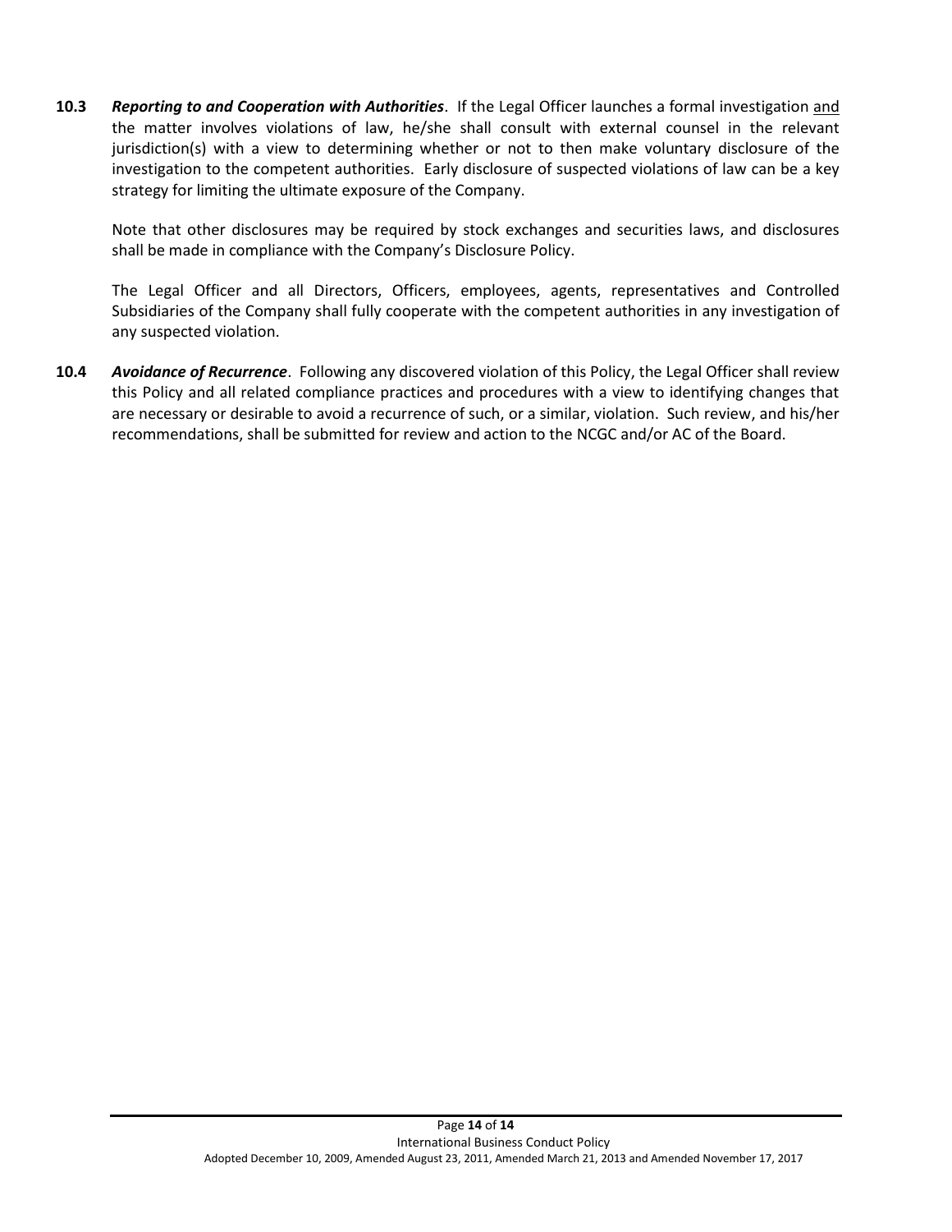**10.3** ***Reporting to and Cooperation with Authorities***. If the Legal Officer launches a formal investigation <u>and</u> the matter involves violations of law, he/she shall consult with external counsel in the relevant jurisdiction(s) with a view to determining whether or not to then make voluntary disclosure of the investigation to the competent authorities. Early disclosure of suspected violations of law can be a key strategy for limiting the ultimate exposure of the Company.

Note that other disclosures may be required by stock exchanges and securities laws, and disclosures shall be made in compliance with the Company's Disclosure Policy.

The Legal Officer and all Directors, Officers, employees, agents, representatives and Controlled Subsidiaries of the Company shall fully cooperate with the competent authorities in any investigation of any suspected violation.

**10.4** ***Avoidance of Recurrence***. Following any discovered violation of this Policy, the Legal Officer shall review this Policy and all related compliance practices and procedures with a view to identifying changes that are necessary or desirable to avoid a recurrence of such, or a similar, violation. Such review, and his/her recommendations, shall be submitted for review and action to the NCGC and/or AC of the Board.